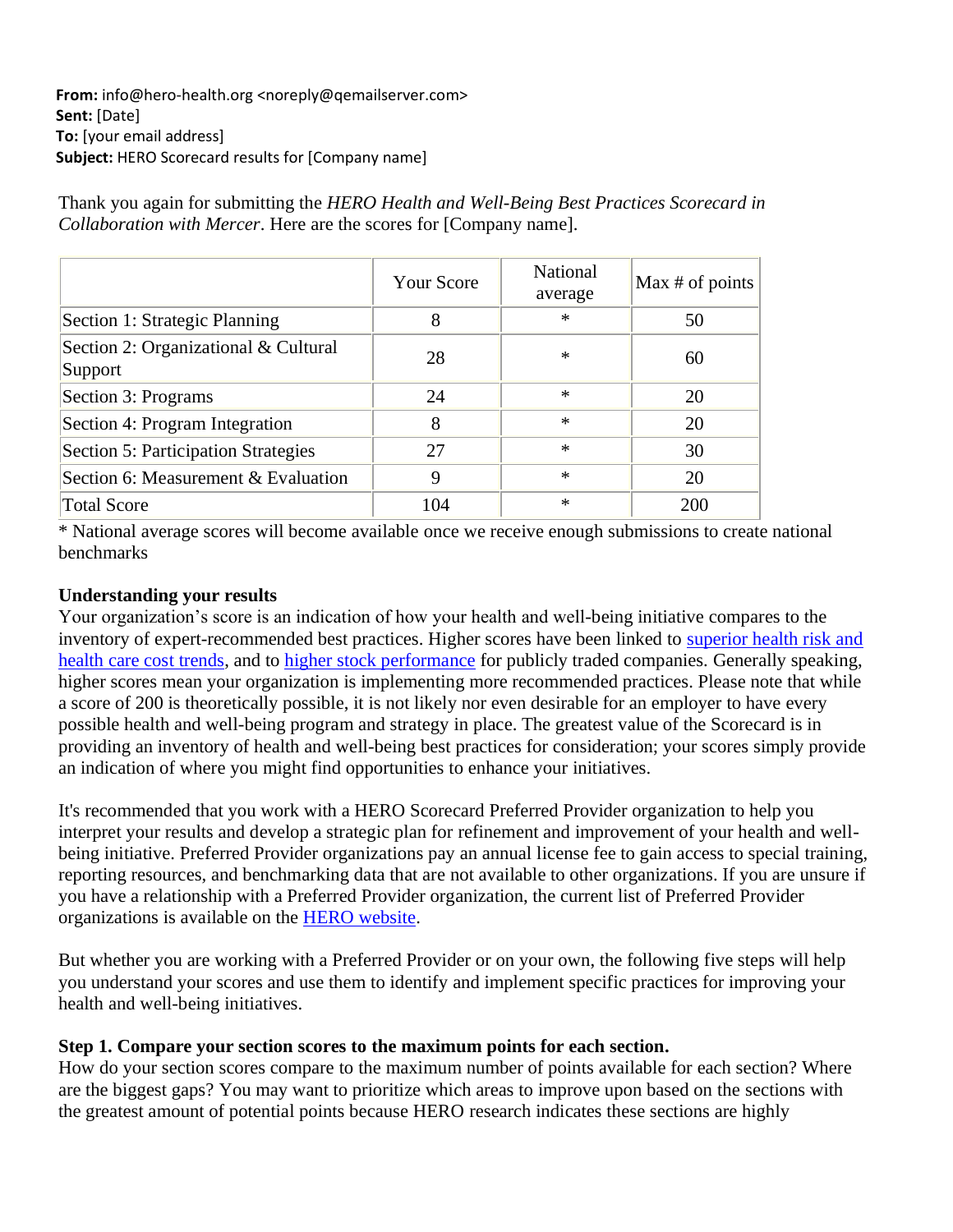**From:** info@hero-health.org <noreply@qemailserver.com>
**Sent:** [Date]
**To:** [your email address]
**Subject:** HERO Scorecard results for [Company name]

Thank you again for submitting the *HERO Health and Well-Being Best Practices Scorecard in Collaboration with Mercer*. Here are the scores for [Company name].

| | Your Score | National average | Max # of points |
|---|---|---|---|
| Section 1: Strategic Planning | 8 | * | 50 |
| Section 2: Organizational & Cultural Support | 28 | * | 60 |
| Section 3: Programs | 24 | * | 20 |
| Section 4: Program Integration | 8 | * | 20 |
| Section 5: Participation Strategies | 27 | * | 30 |
| Section 6: Measurement & Evaluation | 9 | * | 20 |
| Total Score | 104 | * | 200 |

* National average scores will become available once we receive enough submissions to create national benchmarks

**Understanding your results**

Your organization's score is an indication of how your health and well-being initiative compares to the inventory of expert-recommended best practices. Higher scores have been linked to superior health risk and health care cost trends, and to higher stock performance for publicly traded companies. Generally speaking, higher scores mean your organization is implementing more recommended practices. Please note that while a score of 200 is theoretically possible, it is not likely nor even desirable for an employer to have every possible health and well-being program and strategy in place. The greatest value of the Scorecard is in providing an inventory of health and well-being best practices for consideration; your scores simply provide an indication of where you might find opportunities to enhance your initiatives.

It's recommended that you work with a HERO Scorecard Preferred Provider organization to help you interpret your results and develop a strategic plan for refinement and improvement of your health and well-being initiative. Preferred Provider organizations pay an annual license fee to gain access to special training, reporting resources, and benchmarking data that are not available to other organizations. If you are unsure if you have a relationship with a Preferred Provider organization, the current list of Preferred Provider organizations is available on the HERO website.

But whether you are working with a Preferred Provider or on your own, the following five steps will help you understand your scores and use them to identify and implement specific practices for improving your health and well-being initiatives.

**Step 1. Compare your section scores to the maximum points for each section.**

How do your section scores compare to the maximum number of points available for each section? Where are the biggest gaps? You may want to prioritize which areas to improve upon based on the sections with the greatest amount of potential points because HERO research indicates these sections are highly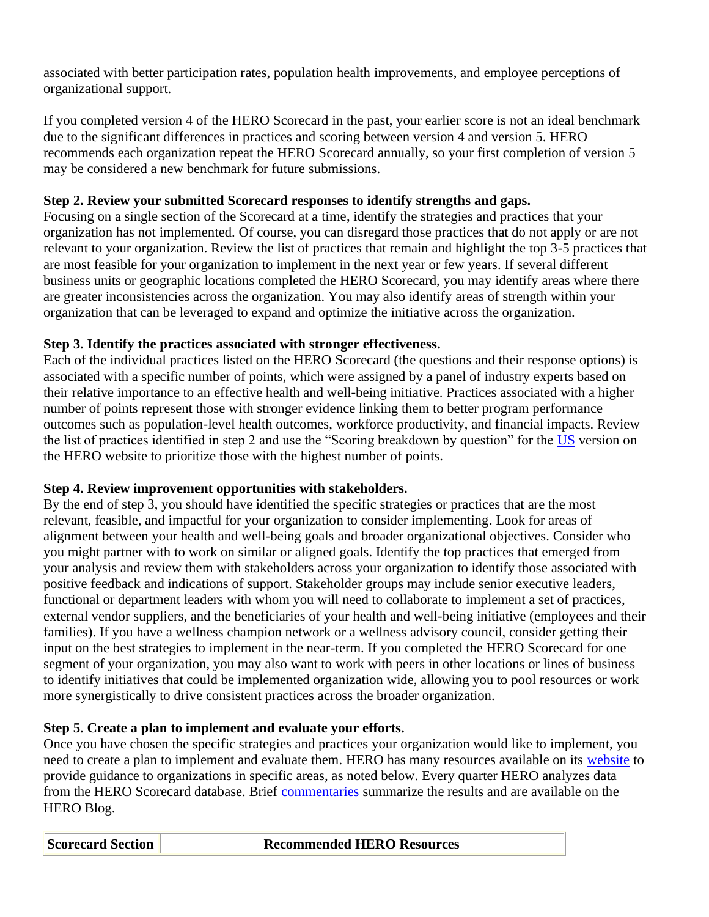associated with better participation rates, population health improvements, and employee perceptions of organizational support.

If you completed version 4 of the HERO Scorecard in the past, your earlier score is not an ideal benchmark due to the significant differences in practices and scoring between version 4 and version 5. HERO recommends each organization repeat the HERO Scorecard annually, so your first completion of version 5 may be considered a new benchmark for future submissions.

**Step 2. Review your submitted Scorecard responses to identify strengths and gaps.**
Focusing on a single section of the Scorecard at a time, identify the strategies and practices that your organization has not implemented. Of course, you can disregard those practices that do not apply or are not relevant to your organization. Review the list of practices that remain and highlight the top 3-5 practices that are most feasible for your organization to implement in the next year or few years. If several different business units or geographic locations completed the HERO Scorecard, you may identify areas where there are greater inconsistencies across the organization. You may also identify areas of strength within your organization that can be leveraged to expand and optimize the initiative across the organization.

**Step 3. Identify the practices associated with stronger effectiveness.**
Each of the individual practices listed on the HERO Scorecard (the questions and their response options) is associated with a specific number of points, which were assigned by a panel of industry experts based on their relative importance to an effective health and well-being initiative. Practices associated with a higher number of points represent those with stronger evidence linking them to better program performance outcomes such as population-level health outcomes, workforce productivity, and financial impacts. Review the list of practices identified in step 2 and use the "Scoring breakdown by question" for the US version on the HERO website to prioritize those with the highest number of points.

**Step 4. Review improvement opportunities with stakeholders.**
By the end of step 3, you should have identified the specific strategies or practices that are the most relevant, feasible, and impactful for your organization to consider implementing. Look for areas of alignment between your health and well-being goals and broader organizational objectives. Consider who you might partner with to work on similar or aligned goals. Identify the top practices that emerged from your analysis and review them with stakeholders across your organization to identify those associated with positive feedback and indications of support. Stakeholder groups may include senior executive leaders, functional or department leaders with whom you will need to collaborate to implement a set of practices, external vendor suppliers, and the beneficiaries of your health and well-being initiative (employees and their families). If you have a wellness champion network or a wellness advisory council, consider getting their input on the best strategies to implement in the near-term. If you completed the HERO Scorecard for one segment of your organization, you may also want to work with peers in other locations or lines of business to identify initiatives that could be implemented organization wide, allowing you to pool resources or work more synergistically to drive consistent practices across the broader organization.

**Step 5. Create a plan to implement and evaluate your efforts.**
Once you have chosen the specific strategies and practices your organization would like to implement, you need to create a plan to implement and evaluate them. HERO has many resources available on its website to provide guidance to organizations in specific areas, as noted below. Every quarter HERO analyzes data from the HERO Scorecard database. Brief commentaries summarize the results and are available on the HERO Blog.

| Scorecard Section | Recommended HERO Resources |
|---|---|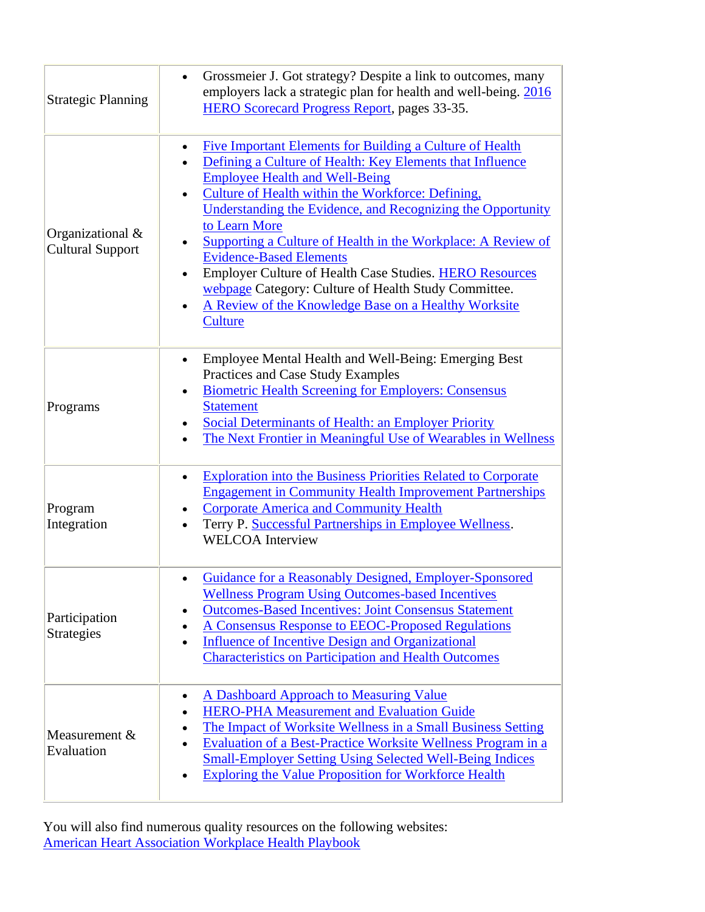| | |
|---|---|
| Strategic Planning | • Grossmeier J. Got strategy? Despite a link to outcomes, many employers lack a strategic plan for health and well-being. 2016 HERO Scorecard Progress Report, pages 33-35. |
| Organizational & Cultural Support | • Five Important Elements for Building a Culture of Health<br>• Defining a Culture of Health: Key Elements that Influence Employee Health and Well-Being<br>• Culture of Health within the Workforce: Defining, Understanding the Evidence, and Recognizing the Opportunity to Learn More<br>• Supporting a Culture of Health in the Workplace: A Review of Evidence-Based Elements<br>• Employer Culture of Health Case Studies. HERO Resources webpage Category: Culture of Health Study Committee.<br>• A Review of the Knowledge Base on a Healthy Worksite Culture |
| Programs | • Employee Mental Health and Well-Being: Emerging Best Practices and Case Study Examples<br>• Biometric Health Screening for Employers: Consensus Statement<br>• Social Determinants of Health: an Employer Priority<br>• The Next Frontier in Meaningful Use of Wearables in Wellness |
| Program Integration | • Exploration into the Business Priorities Related to Corporate Engagement in Community Health Improvement Partnerships<br>• Corporate America and Community Health<br>• Terry P. Successful Partnerships in Employee Wellness. WELCOA Interview |
| Participation Strategies | • Guidance for a Reasonably Designed, Employer-Sponsored Wellness Program Using Outcomes-based Incentives<br>• Outcomes-Based Incentives: Joint Consensus Statement<br>• A Consensus Response to EEOC-Proposed Regulations<br>• Influence of Incentive Design and Organizational Characteristics on Participation and Health Outcomes |
| Measurement & Evaluation | • A Dashboard Approach to Measuring Value<br>• HERO-PHA Measurement and Evaluation Guide<br>• The Impact of Worksite Wellness in a Small Business Setting<br>• Evaluation of a Best-Practice Worksite Wellness Program in a Small-Employer Setting Using Selected Well-Being Indices<br>• Exploring the Value Proposition for Workforce Health |

You will also find numerous quality resources on the following websites:
American Heart Association Workplace Health Playbook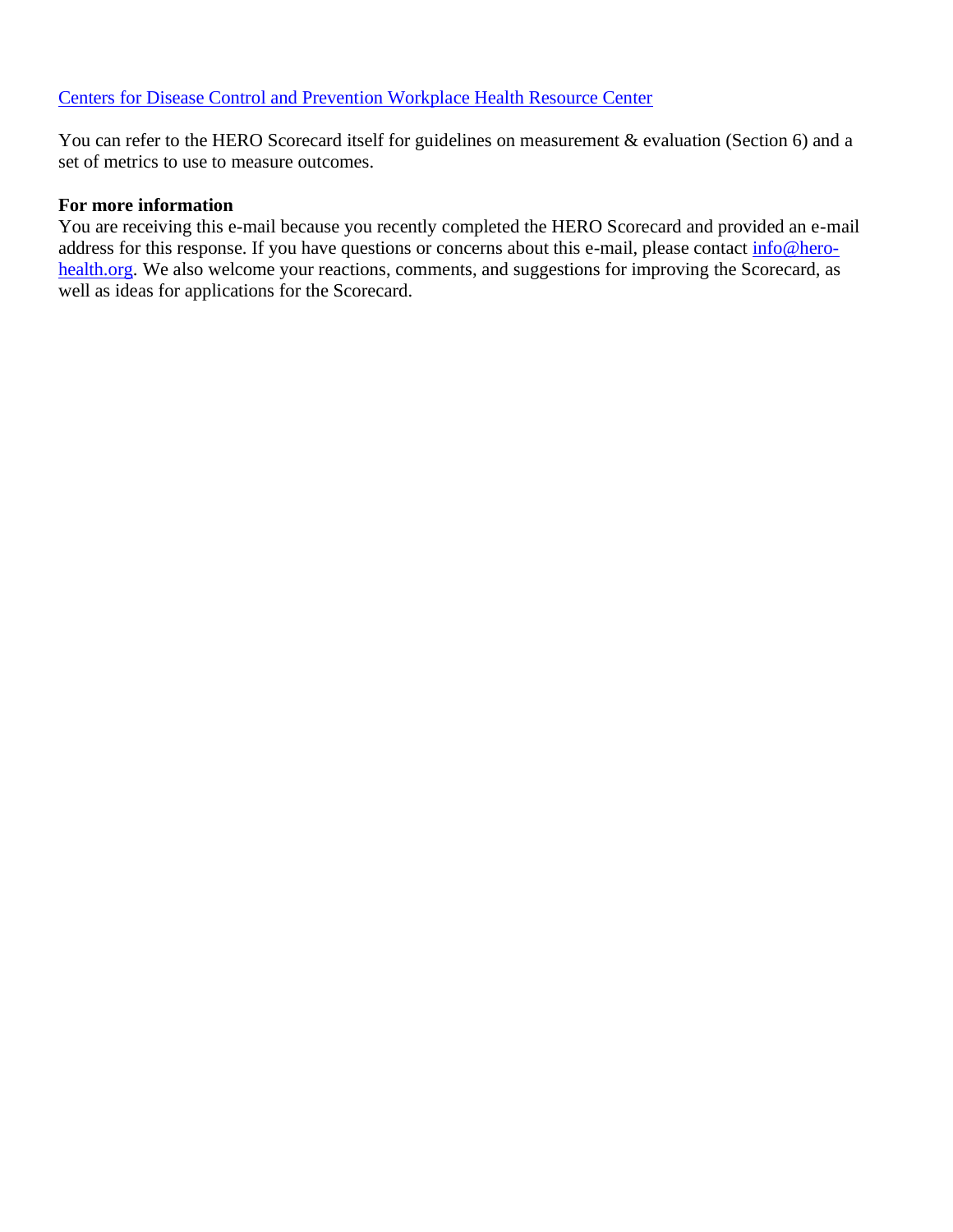[Centers for Disease Control and Prevention Workplace Health Resource Center]

You can refer to the HERO Scorecard itself for guidelines on measurement & evaluation (Section 6) and a set of metrics to use to measure outcomes.

**For more information**

You are receiving this e-mail because you recently completed the HERO Scorecard and provided an e-mail address for this response. If you have questions or concerns about this e-mail, please contact info@hero-health.org. We also welcome your reactions, comments, and suggestions for improving the Scorecard, as well as ideas for applications for the Scorecard.